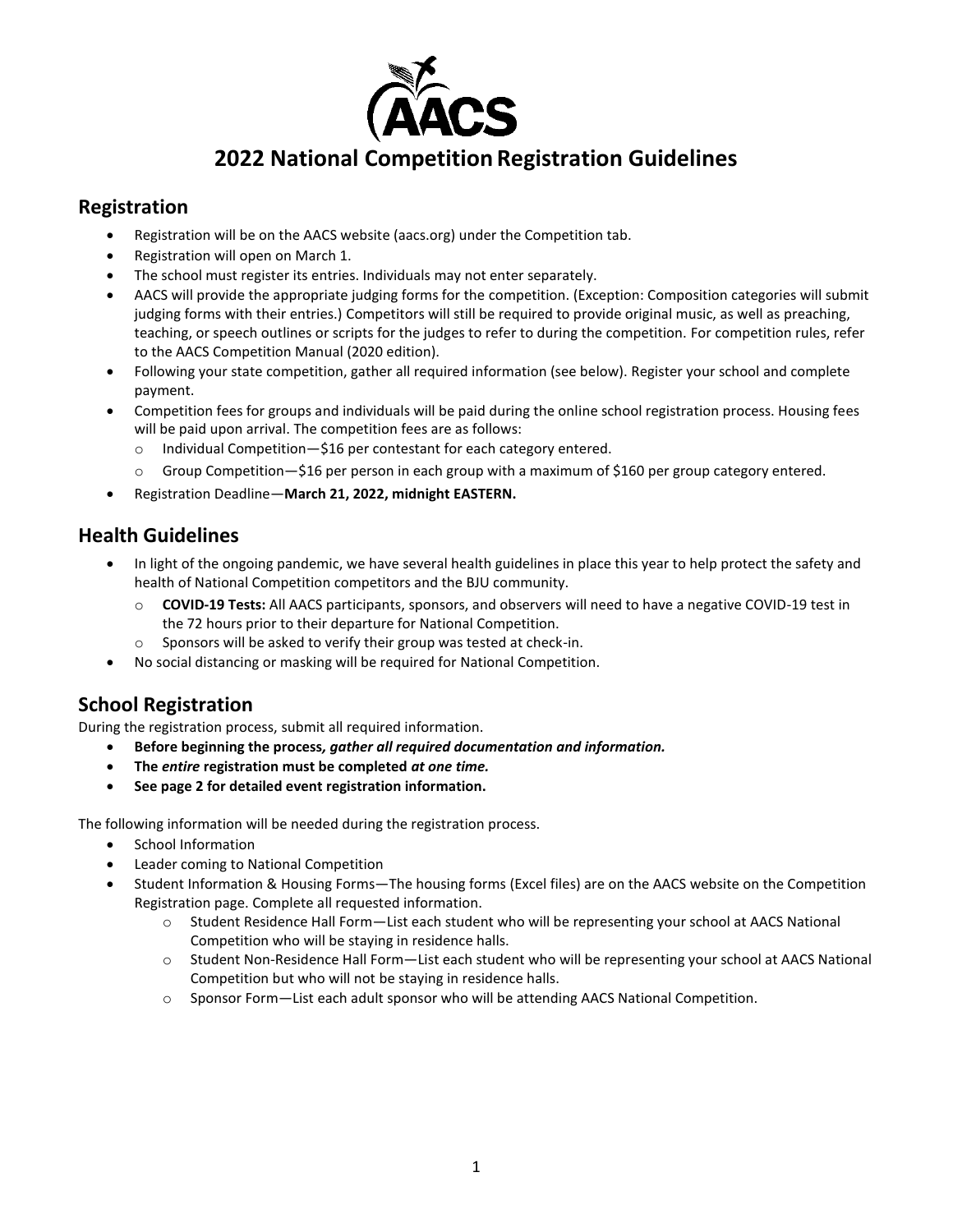# 2022 National Competition Registration Guidelines

## Registration

- Registration will be on the AACS website (aacs.org) under the Competition tab.
- Registration will open on March 1.
- The school must register its entries. Individuals may not enter separately.
- AACS will provide the appropriate judging forms for the competition. (Exception: Composition categories will submit judging forms with their entries.) Competitors will still be required to provide original music, as well as preaching, teaching, or speech outlines or scripts for the judges to refer to during the competition. For competition rules, refer to the AACS Competition Manual (2020 edition).
- Following your state competition, gather all required information (see below). Register your school and complete payment.
- Competition fees for groups and individuals will be paid during the online school registration process. Housing fees will be paid upon arrival. The competition fees are as follows:
  - Individual Competition—$16 per contestant for each category entered.
  - Group Competition—$16 per person in each group with a maximum of $160 per group category entered.
- Registration Deadline—**March 21, 2022, midnight EASTERN.**

## Health Guidelines

- In light of the ongoing pandemic, we have several health guidelines in place this year to help protect the safety and health of National Competition competitors and the BJU community.
  - **COVID-19 Tests:** All AACS participants, sponsors, and observers will need to have a negative COVID-19 test in the 72 hours prior to their departure for National Competition.
  - Sponsors will be asked to verify their group was tested at check-in.
- No social distancing or masking will be required for National Competition.

## School Registration

During the registration process, submit all required information.

- **Before beginning the process*, gather all required documentation and information.***
- **The *entire* registration must be completed *at one time.***
- **See page 2 for detailed event registration information.**

The following information will be needed during the registration process.

- School Information
- Leader coming to National Competition
- Student Information & Housing Forms—The housing forms (Excel files) are on the AACS website on the Competition Registration page. Complete all requested information.
  - Student Residence Hall Form—List each student who will be representing your school at AACS National Competition who will be staying in residence halls.
  - Student Non-Residence Hall Form—List each student who will be representing your school at AACS National Competition but who will not be staying in residence halls.
  - Sponsor Form—List each adult sponsor who will be attending AACS National Competition.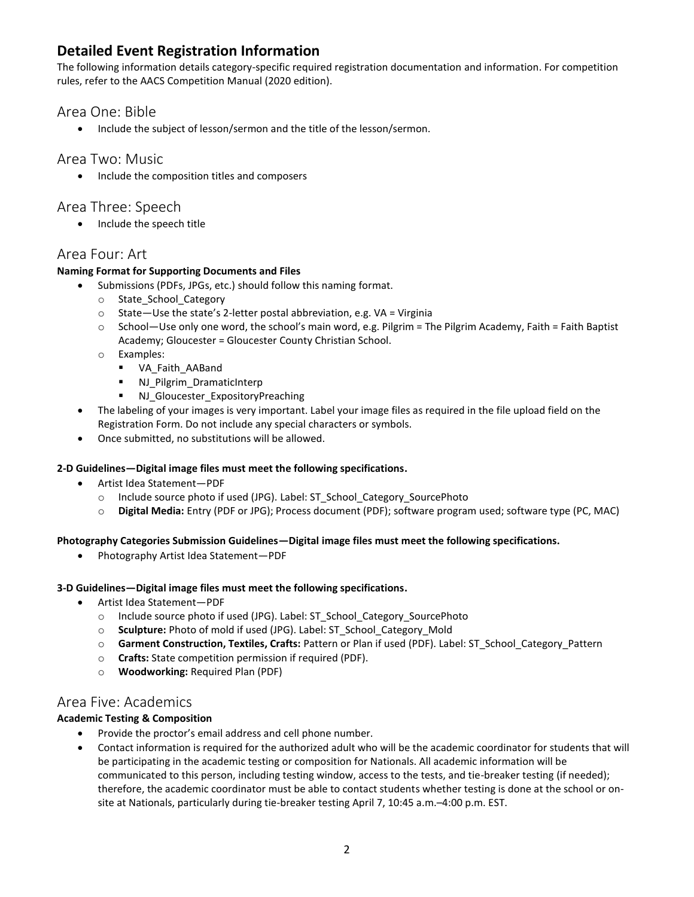# Detailed Event Registration Information

The following information details category-specific required registration documentation and information. For competition rules, refer to the AACS Competition Manual (2020 edition).

## Area One: Bible

- Include the subject of lesson/sermon and the title of the lesson/sermon.

## Area Two: Music

- Include the composition titles and composers

## Area Three: Speech

- Include the speech title

## Area Four: Art

**Naming Format for Supporting Documents and Files**

- Submissions (PDFs, JPGs, etc.) should follow this naming format.
  - State_School_Category
  - State—Use the state's 2-letter postal abbreviation, e.g. VA = Virginia
  - School—Use only one word, the school's main word, e.g. Pilgrim = The Pilgrim Academy, Faith = Faith Baptist Academy; Gloucester = Gloucester County Christian School.
  - Examples:
    - VA_Faith_AABand
    - NJ_Pilgrim_DramaticInterp
    - NJ_Gloucester_ExpositoryPreaching
- The labeling of your images is very important. Label your image files as required in the file upload field on the Registration Form. Do not include any special characters or symbols.
- Once submitted, no substitutions will be allowed.

**2-D Guidelines—Digital image files must meet the following specifications.**

- Artist Idea Statement—PDF
  - Include source photo if used (JPG). Label: ST_School_Category_SourcePhoto
  - **Digital Media:** Entry (PDF or JPG); Process document (PDF); software program used; software type (PC, MAC)

**Photography Categories Submission Guidelines—Digital image files must meet the following specifications.**

- Photography Artist Idea Statement—PDF

**3-D Guidelines—Digital image files must meet the following specifications.**

- Artist Idea Statement—PDF
  - Include source photo if used (JPG). Label: ST_School_Category_SourcePhoto
  - **Sculpture:** Photo of mold if used (JPG). Label: ST_School_Category_Mold
  - **Garment Construction, Textiles, Crafts:** Pattern or Plan if used (PDF). Label: ST_School_Category_Pattern
  - **Crafts:** State competition permission if required (PDF).
  - **Woodworking:** Required Plan (PDF)

## Area Five: Academics

**Academic Testing & Composition**

- Provide the proctor's email address and cell phone number.
- Contact information is required for the authorized adult who will be the academic coordinator for students that will be participating in the academic testing or composition for Nationals. All academic information will be communicated to this person, including testing window, access to the tests, and tie-breaker testing (if needed); therefore, the academic coordinator must be able to contact students whether testing is done at the school or on-site at Nationals, particularly during tie-breaker testing April 7, 10:45 a.m.–4:00 p.m. EST.